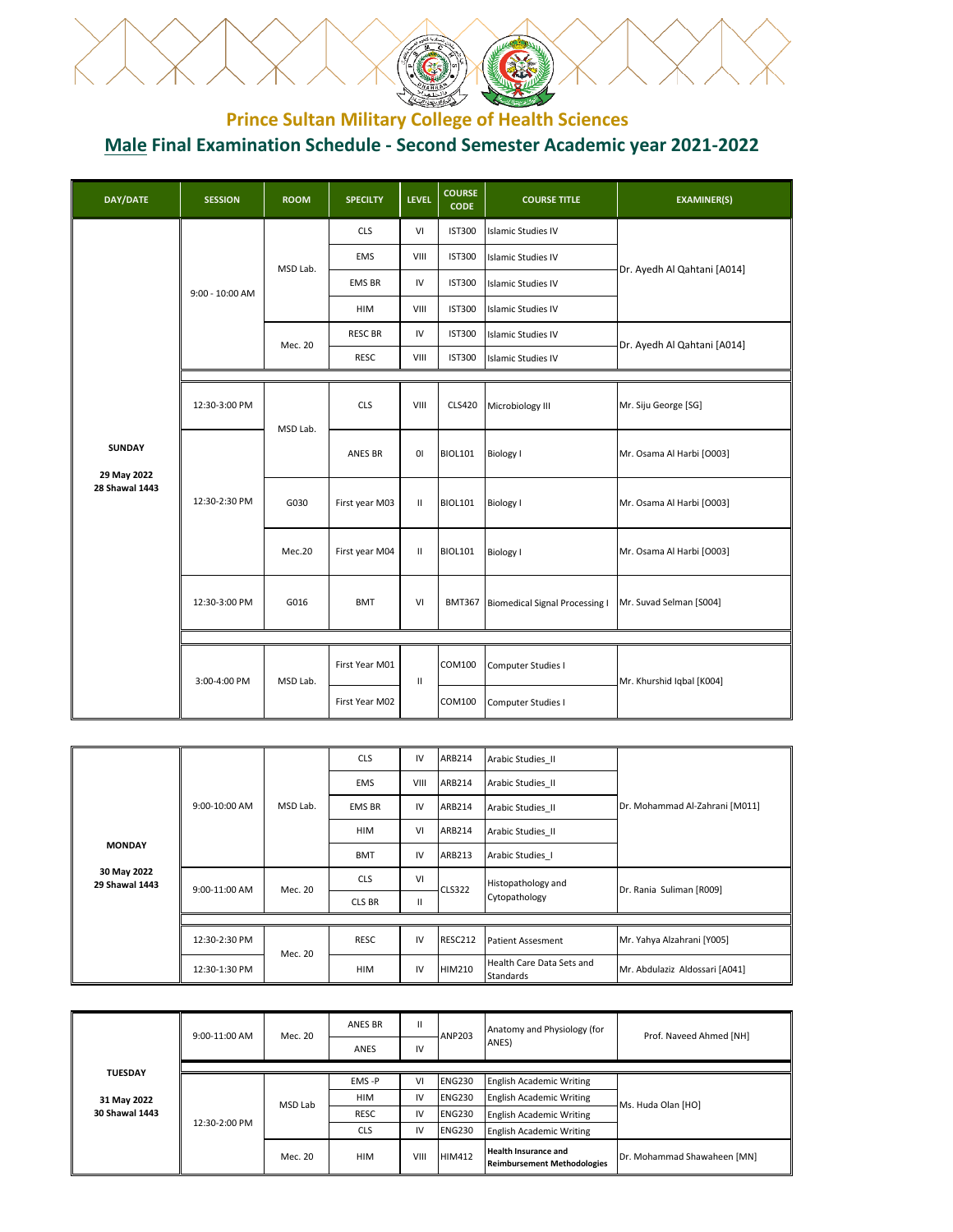## Prince Sultan Military College of Health Sciences

## Male Final Examination Schedule - Second Semester Academic year 2021-2022

| DAY/DATE | SESSION | ROOM | SPECILTY | LEVEL | COURSE CODE | COURSE TITLE | EXAMINER(S) |
|---|---|---|---|---|---|---|---|
| SUNDAY 29 May 2022 28 Shawal 1443 | 9:00 - 10:00 AM | MSD Lab. | CLS | VI | IST300 | Islamic Studies IV | Dr. Ayedh Al Qahtani [A014] |
| | | | EMS | VIII | IST300 | Islamic Studies IV | |
| | | | EMS BR | IV | IST300 | Islamic Studies IV | |
| | | | HIM | VIII | IST300 | Islamic Studies IV | |
| | | Mec. 20 | RESC BR | IV | IST300 | Islamic Studies IV | Dr. Ayedh Al Qahtani [A014] |
| | | | RESC | VIII | IST300 | Islamic Studies IV | |
| | 12:30-3:00 PM | MSD Lab. | CLS | VIII | CLS420 | Microbiology III | Mr. Siju George [SG] |
| | 12:30-2:30 PM | | ANES BR | 0I | BIOL101 | Biology I | Mr. Osama Al Harbi [O003] |
| | | G030 | First year M03 | II | BIOL101 | Biology I | Mr. Osama Al Harbi [O003] |
| | | Mec.20 | First year M04 | II | BIOL101 | Biology I | Mr. Osama Al Harbi [O003] |
| | 12:30-3:00 PM | G016 | BMT | VI | BMT367 | Biomedical Signal Processing I | Mr. Suvad Selman [S004] |
| | 3:00-4:00 PM | MSD Lab. | First Year M01 | II | COM100 | Computer Studies I | Mr. Khurshid Iqbal [K004] |
| | | | First Year M02 | | COM100 | Computer Studies I | |
| MONDAY 30 May 2022 29 Shawal 1443 | 9:00-10:00 AM | MSD Lab. | CLS | IV | ARB214 | Arabic Studies_II | Dr. Mohammad Al-Zahrani [M011] |
| | | | EMS | VIII | ARB214 | Arabic Studies_II | |
| | | | EMS BR | IV | ARB214 | Arabic Studies_II | |
| | | | HIM | VI | ARB214 | Arabic Studies_II | |
| | | | BMT | IV | ARB213 | Arabic Studies_I | |
| | 9:00-11:00 AM | Mec. 20 | CLS | VI | CLS322 | Histopathology and Cytopathology | Dr. Rania Suliman [R009] |
| | | | CLS BR | II | | | |
| | 12:30-2:30 PM | Mec. 20 | RESC | IV | RESC212 | Patient Assesment | Mr. Yahya Alzahrani [Y005] |
| | 12:30-1:30 PM | | HIM | IV | HIM210 | Health Care Data Sets and Standards | Mr. Abdulaziz Aldossari [A041] |
| TUESDAY 31 May 2022 30 Shawal 1443 | 9:00-11:00 AM | Mec. 20 | ANES BR | II | ANP203 | Anatomy and Physiology (for ANES) | Prof. Naveed Ahmed [NH] |
| | | | ANES | IV | | | |
| | 12:30-2:00 PM | MSD Lab | EMS -P | VI | ENG230 | English Academic Writing | Ms. Huda Olan [HO] |
| | | | HIM | IV | ENG230 | English Academic Writing | |
| | | | RESC | IV | ENG230 | English Academic Writing | |
| | | | CLS | IV | ENG230 | English Academic Writing | |
| | | Mec. 20 | HIM | VIII | HIM412 | **Health Insurance and Reimbursement Methodologies** | Dr. Mohammad Shawaheen [MN] |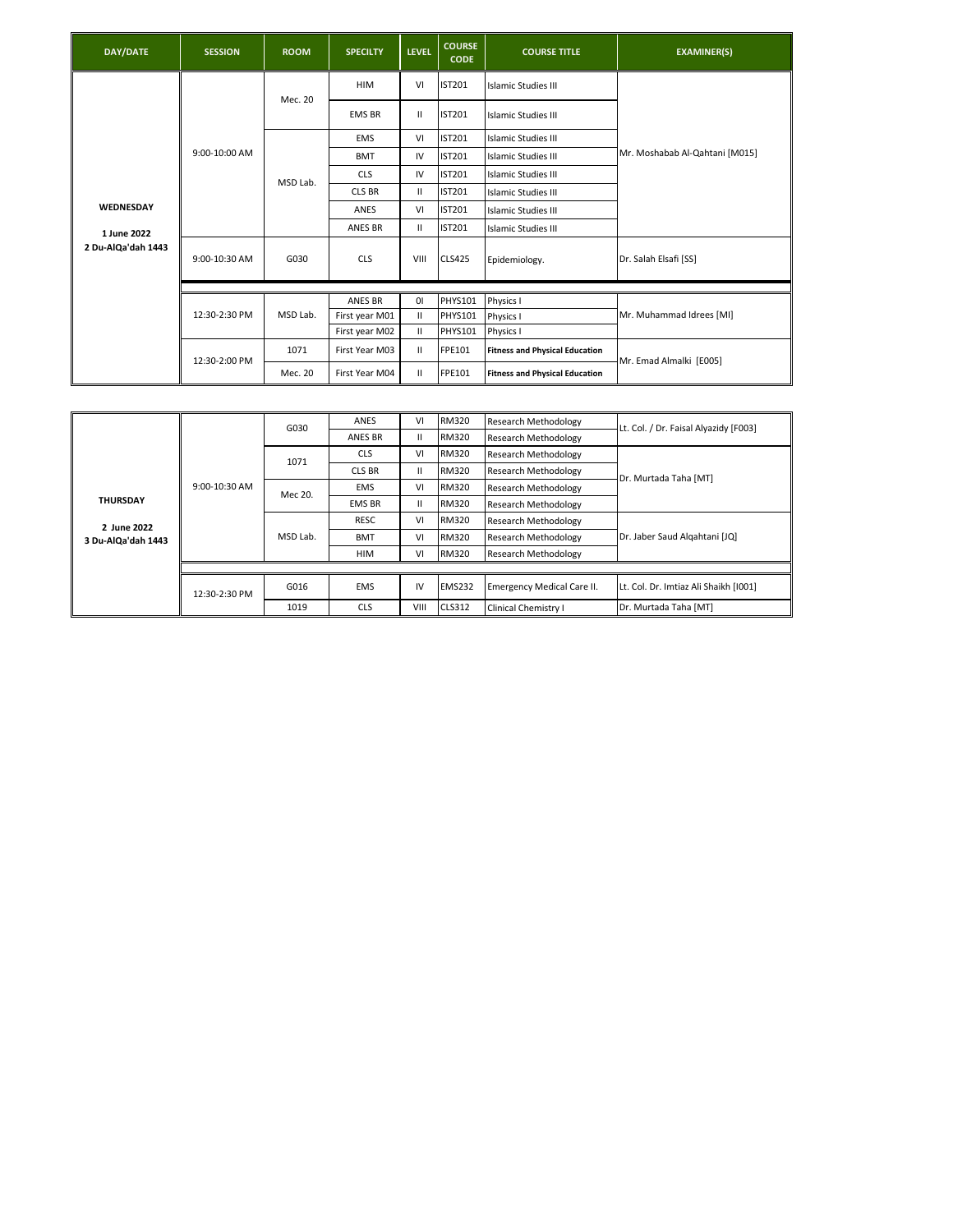| DAY/DATE | SESSION | ROOM | SPECILTY | LEVEL | COURSE CODE | COURSE TITLE | EXAMINER(S) |
|---|---|---|---|---|---|---|---|
| WEDNESDAY 1 June 2022 2 Du-AlQa'dah 1443 | 9:00-10:00 AM | Mec. 20 | HIM | VI | IST201 | Islamic Studies III | Mr. Moshabab Al-Qahtani [M015] |
| | | | EMS BR | II | IST201 | Islamic Studies III | |
| | | MSD Lab. | EMS | VI | IST201 | Islamic Studies III | |
| | | | BMT | IV | IST201 | Islamic Studies III | |
| | | | CLS | IV | IST201 | Islamic Studies III | |
| | | | CLS BR | II | IST201 | Islamic Studies III | |
| | | | ANES | VI | IST201 | Islamic Studies III | |
| | | | ANES BR | II | IST201 | Islamic Studies III | |
| | 9:00-10:30 AM | G030 | CLS | VIII | CLS425 | Epidemiology. | Dr. Salah Elsafi [SS] |
| | 12:30-2:30 PM | MSD Lab. | ANES BR | 0I | PHYS101 | Physics I | Mr. Muhammad Idrees [MI] |
| | | | First year M01 | II | PHYS101 | Physics I | |
| | | | First year M02 | II | PHYS101 | Physics I | |
| | 12:30-2:00 PM | 1071 | First Year M03 | II | FPE101 | **Fitness and Physical Education** | Mr. Emad Almalki [E005] |
| | | Mec. 20 | First Year M04 | II | FPE101 | **Fitness and Physical Education** | |

| DAY/DATE | SESSION | ROOM | SPECILTY | LEVEL | COURSE CODE | COURSE TITLE | EXAMINER(S) |
|---|---|---|---|---|---|---|---|
| THURSDAY 2 June 2022 3 Du-AlQa'dah 1443 | 9:00-10:30 AM | G030 | ANES | VI | RM320 | Research Methodology | Lt. Col. / Dr. Faisal Alyazidy [F003] |
| | | | ANES BR | II | RM320 | Research Methodology | |
| | | 1071 | CLS | VI | RM320 | Research Methodology | Dr. Murtada Taha [MT] |
| | | | CLS BR | II | RM320 | Research Methodology | |
| | | Mec 20. | EMS | VI | RM320 | Research Methodology | |
| | | | EMS BR | II | RM320 | Research Methodology | |
| | | MSD Lab. | RESC | VI | RM320 | Research Methodology | Dr. Jaber Saud Alqahtani [JQ] |
| | | | BMT | VI | RM320 | Research Methodology | |
| | | | HIM | VI | RM320 | Research Methodology | |
| | 12:30-2:30 PM | G016 | EMS | IV | EMS232 | Emergency Medical Care II. | Lt. Col. Dr. Imtiaz Ali Shaikh [I001] |
| | | 1019 | CLS | VIII | CLS312 | Clinical Chemistry I | Dr. Murtada Taha [MT] |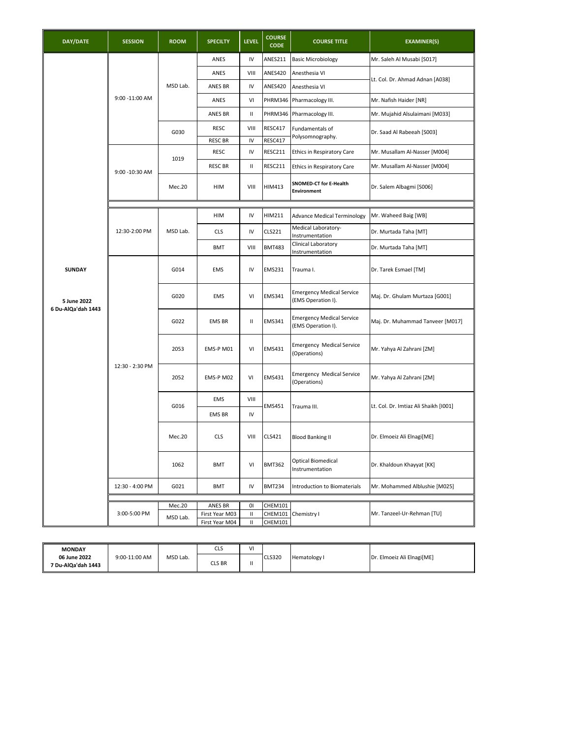| DAY/DATE | SESSION | ROOM | SPECILTY | LEVEL | COURSE CODE | COURSE TITLE | EXAMINER(S) |
|---|---|---|---|---|---|---|---|
| SUNDAY 5 June 2022 6 Du-AlQa'dah 1443 | 9:00 -11:00 AM | MSD Lab. | ANES | IV | ANES211 | Basic Microbiology | Mr. Saleh Al Musabi [S017] |
| | | | ANES | VIII | ANES420 | Anesthesia VI | Lt. Col. Dr. Ahmad Adnan [A038] |
| | | | ANES BR | IV | ANES420 | Anesthesia VI | |
| | | | ANES | VI | PHRM346 | Pharmacology III. | Mr. Nafish Haider [NR] |
| | | | ANES BR | II | PHRM346 | Pharmacology III. | Mr. Mujahid Alsulaimani [M033] |
| | | G030 | RESC | VIII | RESC417 | Fundamentals of Polysomnography. | Dr. Saad Al Rabeeah [S003] |
| | | | RESC BR | IV | RESC417 | | |
| | 9:00 -10:30 AM | 1019 | RESC | IV | RESC211 | Ethics in Respiratory Care | Mr. Musallam Al-Nasser [M004] |
| | | | RESC BR | II | RESC211 | Ethics in Respiratory Care | Mr. Musallam Al-Nasser [M004] |
| | | Mec.20 | HIM | VIII | HIM413 | **SNOMED-CT for E-Health Environment** | Dr. Salem Albagmi [S006] |
| | 12:30-2:00 PM | MSD Lab. | HIM | IV | HIM211 | Advance Medical Terminology | Mr. Waheed Baig [WB] |
| | | | CLS | IV | CLS221 | Medical Laboratory- Instrumentation | Dr. Murtada Taha [MT] |
| | | | BMT | VIII | BMT483 | Clinical Laboratory Instrumentation | Dr. Murtada Taha [MT] |
| | 12:30 - 2:30 PM | G014 | EMS | IV | EMS231 | Trauma I. | Dr. Tarek Esmael [TM] |
| | | G020 | EMS | VI | EMS341 | Emergency Medical Service (EMS Operation I). | Maj. Dr. Ghulam Murtaza [G001] |
| | | G022 | EMS BR | II | EMS341 | Emergency Medical Service (EMS Operation I). | Maj. Dr. Muhammad Tanveer [M017] |
| | | 2053 | EMS-P M01 | VI | EMS431 | Emergency Medical Service (Operations) | Mr. Yahya Al Zahrani [ZM] |
| | | 2052 | EMS-P M02 | VI | EMS431 | Emergency Medical Service (Operations) | Mr. Yahya Al Zahrani [ZM] |
| | | G016 | EMS | VIII | EMS451 | Trauma III. | Lt. Col. Dr. Imtiaz Ali Shaikh [I001] |
| | | | EMS BR | IV | | | |
| | | Mec.20 | CLS | VIII | CLS421 | Blood Banking II | Dr. Elmoeiz Ali Elnagi[ME] |
| | | 1062 | BMT | VI | BMT362 | Optical Biomedical Instrumentation | Dr. Khaldoun Khayyat [KK] |
| | 12:30 - 4:00 PM | G021 | BMT | IV | BMT234 | Introduction to Biomaterials | Mr. Mohammed Alblushie [M025] |
| | 3:00-5:00 PM | Mec.20 | ANES BR | 0I | CHEM101 | Chemistry I | Mr. Tanzeel-Ur-Rehman [TU] |
| | | MSD Lab. | First Year M03 | II | CHEM101 | | |
| | | | First Year M04 | II | CHEM101 | | |

| | | | | | | | |
|---|---|---|---|---|---|---|---|
| **MONDAY 06 June 2022 7 Du-AlQa'dah 1443** | 9:00-11:00 AM | MSD Lab. | CLS | VI | CLS320 | Hematology I | Dr. Elmoeiz Ali Elnagi[ME] |
| | | | CLS BR | II | | | |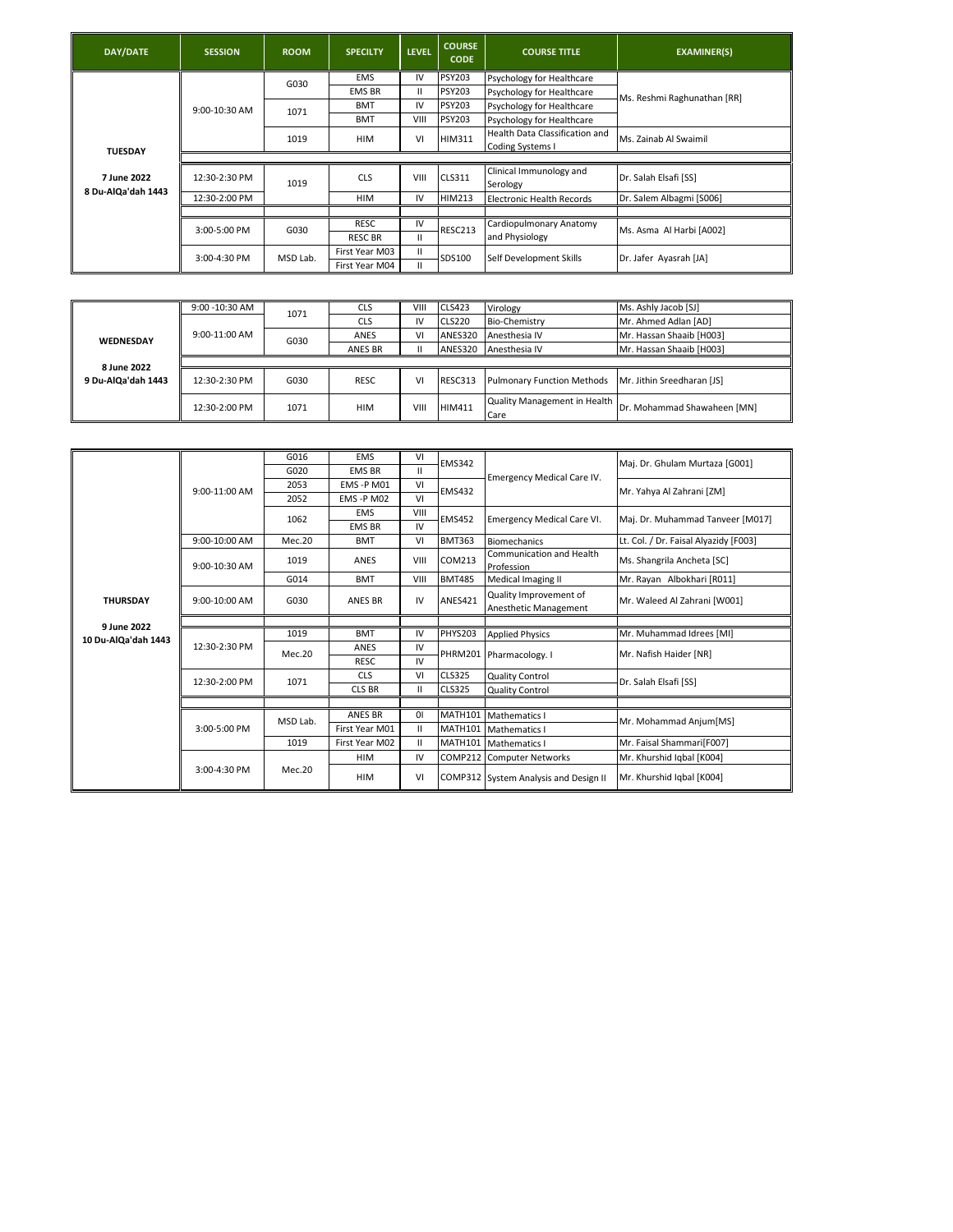| DAY/DATE | SESSION | ROOM | SPECILTY | LEVEL | COURSE CODE | COURSE TITLE | EXAMINER(S) |
|---|---|---|---|---|---|---|---|
| TUESDAY<br>7 June 2022<br>8 Du-AlQa'dah 1443 | 9:00-10:30 AM | G030 | EMS | IV | PSY203 | Psychology for Healthcare | Ms. Reshmi Raghunathan [RR] |
| | | | EMS BR | II | PSY203 | Psychology for Healthcare | |
| | | 1071 | BMT | IV | PSY203 | Psychology for Healthcare | |
| | | | BMT | VIII | PSY203 | Psychology for Healthcare | |
| | | 1019 | HIM | VI | HIM311 | Health Data Classification and Coding Systems I | Ms. Zainab Al Swaimil |
| | 12:30-2:30 PM | 1019 | CLS | VIII | CLS311 | Clinical Immunology and Serology | Dr. Salah Elsafi [SS] |
| | 12:30-2:00 PM | | HIM | IV | HIM213 | Electronic Health Records | Dr. Salem Albagmi [S006] |
| | 3:00-5:00 PM | G030 | RESC | IV | RESC213 | Cardiopulmonary Anatomy and Physiology | Ms. Asma Al Harbi [A002] |
| | | | RESC BR | II | | | |
| | 3:00-4:30 PM | MSD Lab. | First Year M03 | II | SDS100 | Self Development Skills | Dr. Jafer Ayasrah [JA] |
| | | | First Year M04 | II | | | |

| DAY/DATE | SESSION | ROOM | SPECILTY | LEVEL | COURSE CODE | COURSE TITLE | EXAMINER(S) |
|---|---|---|---|---|---|---|---|
| WEDNESDAY<br>8 June 2022<br>9 Du-AlQa'dah 1443 | 9:00 -10:30 AM | 1071 | CLS | VIII | CLS423 | Virology | Ms. Ashly Jacob [SJ] |
| | 9:00-11:00 AM | | CLS | IV | CLS220 | Bio-Chemistry | Mr. Ahmed Adlan [AD] |
| | | G030 | ANES | VI | ANES320 | Anesthesia IV | Mr. Hassan Shaaib [H003] |
| | | | ANES BR | II | ANES320 | Anesthesia IV | Mr. Hassan Shaaib [H003] |
| | 12:30-2:30 PM | G030 | RESC | VI | RESC313 | Pulmonary Function Methods | Mr. Jithin Sreedharan [JS] |
| | 12:30-2:00 PM | 1071 | HIM | VIII | HIM411 | Quality Management in Health Care | Dr. Mohammad Shawaheen [MN] |

| DAY/DATE | SESSION | ROOM | SPECILTY | LEVEL | COURSE CODE | COURSE TITLE | EXAMINER(S) |
|---|---|---|---|---|---|---|---|
| THURSDAY<br>9 June 2022<br>10 Du-AlQa'dah 1443 | 9:00-11:00 AM | G016 | EMS | VI | EMS342 | Emergency Medical Care IV. | Maj. Dr. Ghulam Murtaza [G001] |
| | | G020 | EMS BR | II | | | |
| | | 2053 | EMS -P M01 | VI | EMS432 | | Mr. Yahya Al Zahrani [ZM] |
| | | 2052 | EMS -P M02 | VI | | | |
| | | 1062 | EMS | VIII | EMS452 | Emergency Medical Care VI. | Maj. Dr. Muhammad Tanveer [M017] |
| | | | EMS BR | IV | | | |
| | 9:00-10:00 AM | Mec.20 | BMT | VI | BMT363 | Biomechanics | Lt. Col. / Dr. Faisal Alyazidy [F003] |
| | 9:00-10:30 AM | 1019 | ANES | VIII | COM213 | Communication and Health Profession | Ms. Shangrila Ancheta [SC] |
| | | G014 | BMT | VIII | BMT485 | Medical Imaging II | Mr. Rayan Albokhari [R011] |
| | 9:00-10:00 AM | G030 | ANES BR | IV | ANES421 | Quality Improvement of Anesthetic Management | Mr. Waleed Al Zahrani [W001] |
| | 12:30-2:30 PM | 1019 | BMT | IV | PHYS203 | Applied Physics | Mr. Muhammad Idrees [MI] |
| | | Mec.20 | ANES | IV | PHRM201 | Pharmacology. I | Mr. Nafish Haider [NR] |
| | | | RESC | IV | | | |
| | 12:30-2:00 PM | 1071 | CLS | VI | CLS325 | Quality Control | Dr. Salah Elsafi [SS] |
| | | | CLS BR | II | CLS325 | Quality Control | |
| | 3:00-5:00 PM | MSD Lab. | ANES BR | 0I | MATH101 | Mathematics I | Mr. Mohammad Anjum[MS] |
| | | | First Year M01 | II | MATH101 | Mathematics I | |
| | | 1019 | First Year M02 | II | MATH101 | Mathematics I | Mr. Faisal Shammari[F007] |
| | 3:00-4:30 PM | Mec.20 | HIM | IV | COMP212 | Computer Networks | Mr. Khurshid Iqbal [K004] |
| | | | HIM | VI | COMP312 | System Analysis and Design II | Mr. Khurshid Iqbal [K004] |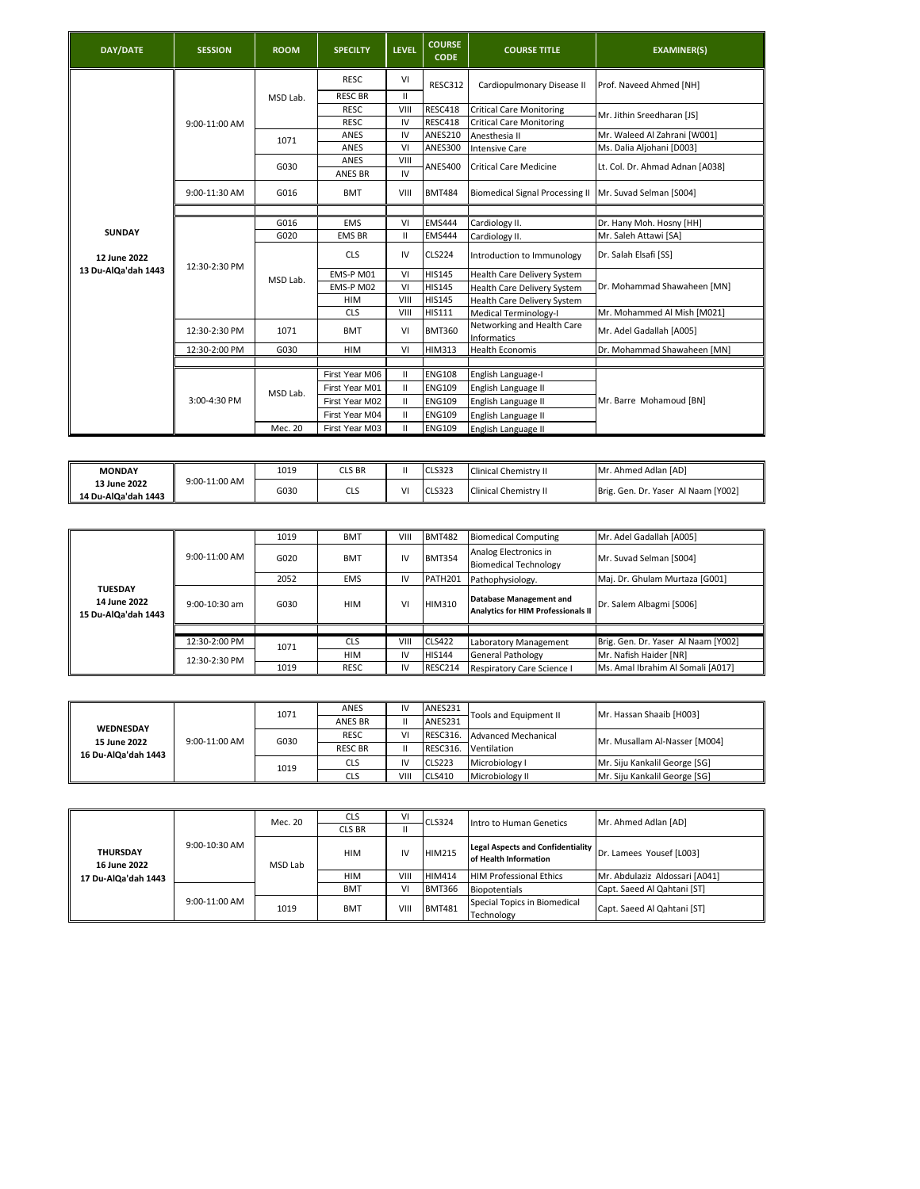| DAY/DATE | SESSION | ROOM | SPECILTY | LEVEL | COURSE CODE | COURSE TITLE | EXAMINER(S) |
|---|---|---|---|---|---|---|---|
| SUNDAY 12 June 2022 13 Du-AlQa'dah 1443 | 9:00-11:00 AM | MSD Lab. | RESC | VI | RESC312 | Cardiopulmonary Disease II | Prof. Naveed Ahmed [NH] |
| | | | RESC BR | II | | | |
| | | | RESC | VIII | RESC418 | Critical Care Monitoring | Mr. Jithin Sreedharan [JS] |
| | | | RESC | IV | RESC418 | Critical Care Monitoring | |
| | | 1071 | ANES | IV | ANES210 | Anesthesia II | Mr. Waleed Al Zahrani [W001] |
| | | | ANES | VI | ANES300 | Intensive Care | Ms. Dalia Aljohani [D003] |
| | | G030 | ANES | VIII | ANES400 | Critical Care Medicine | Lt. Col. Dr. Ahmad Adnan [A038] |
| | | | ANES BR | IV | | | |
| | 9:00-11:30 AM | G016 | BMT | VIII | BMT484 | Biomedical Signal Processing II | Mr. Suvad Selman [S004] |
| | 12:30-2:30 PM | G016 | EMS | VI | EMS444 | Cardiology II. | Dr. Hany Moh. Hosny [HH] |
| | | G020 | EMS BR | II | EMS444 | Cardiology II. | Mr. Saleh Attawi [SA] |
| | | MSD Lab. | CLS | IV | CLS224 | Introduction to Immunology | Dr. Salah Elsafi [SS] |
| | | | EMS-P M01 | VI | HIS145 | Health Care Delivery System | Dr. Mohammad Shawaheen [MN] |
| | | | EMS-P M02 | VI | HIS145 | Health Care Delivery System | |
| | | | HIM | VIII | HIS145 | Health Care Delivery System | |
| | | | CLS | VIII | HIS111 | Medical Terminology-I | Mr. Mohammed Al Mish [M021] |
| | 12:30-2:30 PM | 1071 | BMT | VI | BMT360 | Networking and Health Care Informatics | Mr. Adel Gadallah [A005] |
| | 12:30-2:00 PM | G030 | HIM | VI | HIM313 | Health Economis | Dr. Mohammad Shawaheen [MN] |
| | 3:00-4:30 PM | MSD Lab. | First Year M06 | II | ENG108 | English Language-I | Mr. Barre Mohamoud [BN] |
| | | | First Year M01 | II | ENG109 | English Language II | |
| | | | First Year M02 | II | ENG109 | English Language II | |
| | | | First Year M04 | II | ENG109 | English Language II | |
| | | Mec. 20 | First Year M03 | II | ENG109 | English Language II | |

| | | | | | | | |
|---|---|---|---|---|---|---|---|
| MONDAY 13 June 2022 14 Du-AlQa'dah 1443 | 9:00-11:00 AM | 1019 | CLS BR | II | CLS323 | Clinical Chemistry II | Mr. Ahmed Adlan [AD] |
| | | G030 | CLS | VI | CLS323 | Clinical Chemistry II | Brig. Gen. Dr. Yaser Al Naam [Y002] |

| | | | | | | | |
|---|---|---|---|---|---|---|---|
| TUESDAY 14 June 2022 15 Du-AlQa'dah 1443 | 9:00-11:00 AM | 1019 | BMT | VIII | BMT482 | Biomedical Computing | Mr. Adel Gadallah [A005] |
| | | G020 | BMT | IV | BMT354 | Analog Electronics in Biomedical Technology | Mr. Suvad Selman [S004] |
| | | 2052 | EMS | IV | PATH201 | Pathophysiology. | Maj. Dr. Ghulam Murtaza [G001] |
| | 9:00-10:30 am | G030 | HIM | VI | HIM310 | **Database Management and Analytics for HIM Professionals II** | Dr. Salem Albagmi [S006] |
| | 12:30-2:00 PM | 1071 | CLS | VIII | CLS422 | Laboratory Management | Brig. Gen. Dr. Yaser Al Naam [Y002] |
| | 12:30-2:30 PM | | HIM | IV | HIS144 | General Pathology | Mr. Nafish Haider [NR] |
| | | 1019 | RESC | IV | RESC214 | Respiratory Care Science I | Ms. Amal Ibrahim Al Somali [A017] |

| | | | | | | | |
|---|---|---|---|---|---|---|---|
| WEDNESDAY 15 June 2022 16 Du-AlQa'dah 1443 | 9:00-11:00 AM | 1071 | ANES | IV | ANES231 | Tools and Equipment II | Mr. Hassan Shaaib [H003] |
| | | | ANES BR | II | ANES231 | | |
| | | G030 | RESC | VI | RESC316. | Advanced Mechanical Ventilation | Mr. Musallam Al-Nasser [M004] |
| | | | RESC BR | II | RESC316. | | |
| | | 1019 | CLS | IV | CLS223 | Microbiology I | Mr. Siju Kankalil George [SG] |
| | | | CLS | VIII | CLS410 | Microbiology II | Mr. Siju Kankalil George [SG] |

| | | | | | | | |
|---|---|---|---|---|---|---|---|
| THURSDAY 16 June 2022 17 Du-AlQa'dah 1443 | 9:00-10:30 AM | Mec. 20 | CLS | VI | CLS324 | Intro to Human Genetics | Mr. Ahmed Adlan [AD] |
| | | | CLS BR | II | | | |
| | | MSD Lab | HIM | IV | HIM215 | **Legal Aspects and Confidentiality of Health Information** | Dr. Lamees Yousef [L003] |
| | | | HIM | VIII | HIM414 | HIM Professional Ethics | Mr. Abdulaziz Aldossari [A041] |
| | 9:00-11:00 AM | | BMT | VI | BMT366 | Biopotentials | Capt. Saeed Al Qahtani [ST] |
| | | 1019 | BMT | VIII | BMT481 | Special Topics in Biomedical Technology | Capt. Saeed Al Qahtani [ST] |